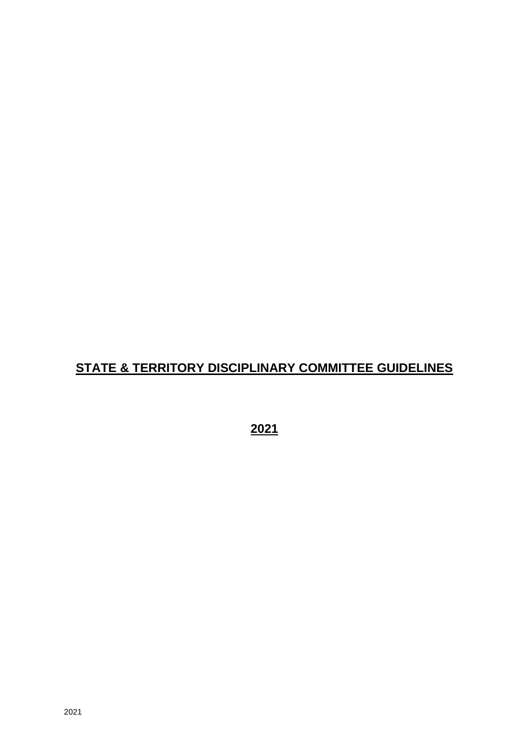# STATE & TERRITORY DISCIPLINARY COMMITTEE GUIDELINES

**2021**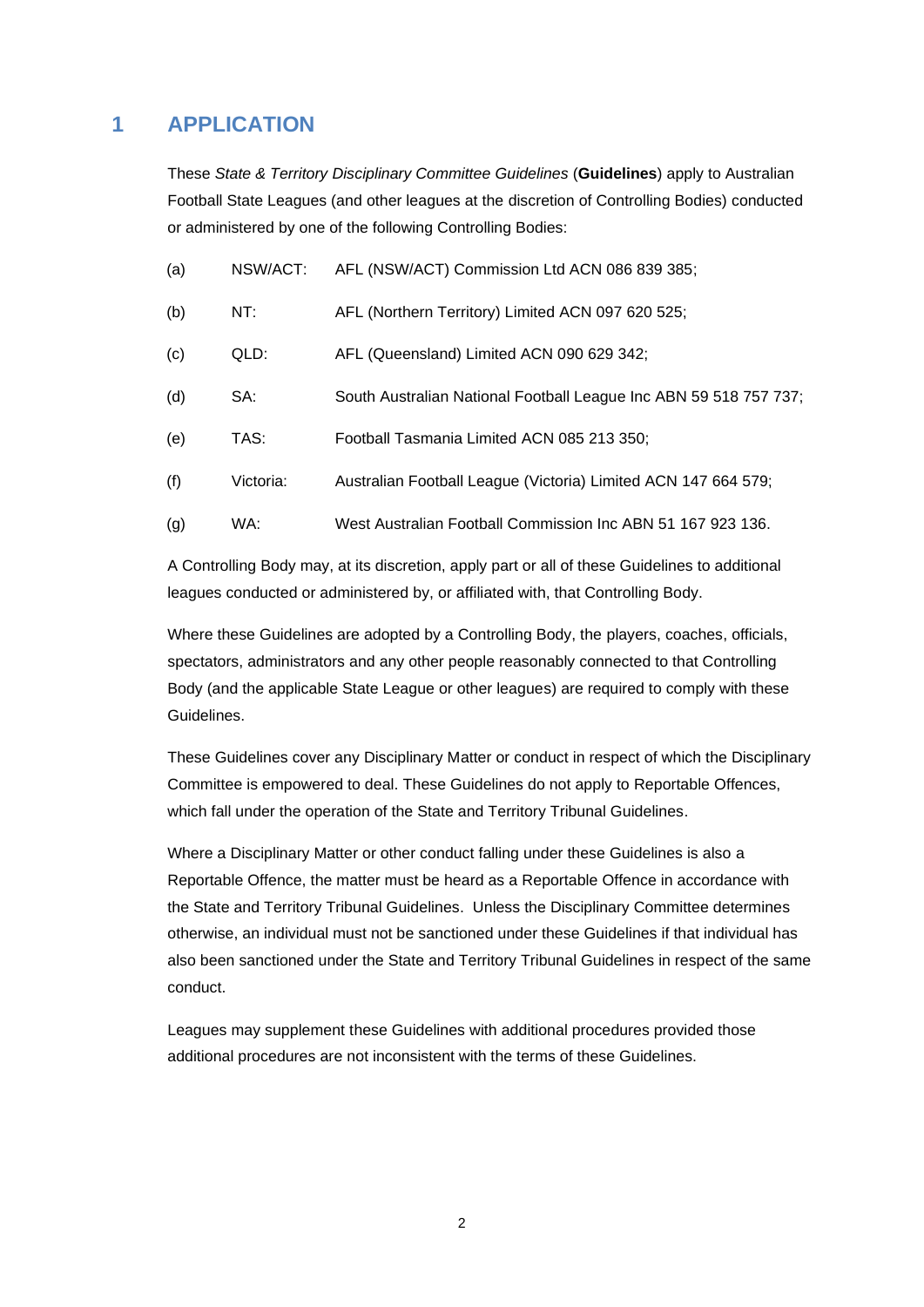# 1 APPLICATION

These *State & Territory Disciplinary Committee Guidelines* (**Guidelines**) apply to Australian Football State Leagues (and other leagues at the discretion of Controlling Bodies) conducted or administered by one of the following Controlling Bodies:

(a) NSW/ACT: AFL (NSW/ACT) Commission Ltd ACN 086 839 385;

(b) NT: AFL (Northern Territory) Limited ACN 097 620 525;

(c) QLD: AFL (Queensland) Limited ACN 090 629 342;

(d) SA: South Australian National Football League Inc ABN 59 518 757 737;

(e) TAS: Football Tasmania Limited ACN 085 213 350;

(f) Victoria: Australian Football League (Victoria) Limited ACN 147 664 579;

(g) WA: West Australian Football Commission Inc ABN 51 167 923 136.

A Controlling Body may, at its discretion, apply part or all of these Guidelines to additional leagues conducted or administered by, or affiliated with, that Controlling Body.

Where these Guidelines are adopted by a Controlling Body, the players, coaches, officials, spectators, administrators and any other people reasonably connected to that Controlling Body (and the applicable State League or other leagues) are required to comply with these Guidelines.

These Guidelines cover any Disciplinary Matter or conduct in respect of which the Disciplinary Committee is empowered to deal. These Guidelines do not apply to Reportable Offences, which fall under the operation of the State and Territory Tribunal Guidelines.

Where a Disciplinary Matter or other conduct falling under these Guidelines is also a Reportable Offence, the matter must be heard as a Reportable Offence in accordance with the State and Territory Tribunal Guidelines. Unless the Disciplinary Committee determines otherwise, an individual must not be sanctioned under these Guidelines if that individual has also been sanctioned under the State and Territory Tribunal Guidelines in respect of the same conduct.

Leagues may supplement these Guidelines with additional procedures provided those additional procedures are not inconsistent with the terms of these Guidelines.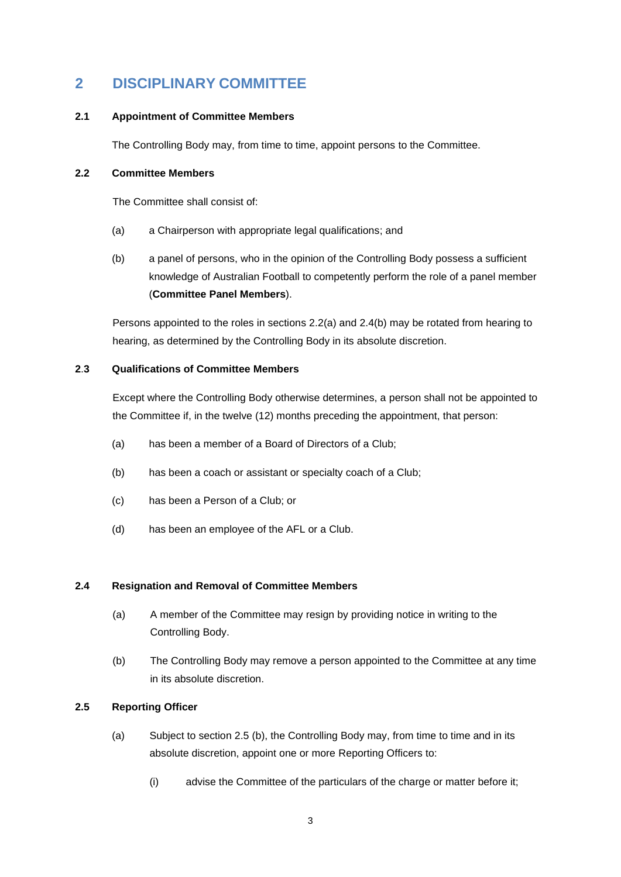# 2 DISCIPLINARY COMMITTEE

### 2.1 Appointment of Committee Members

The Controlling Body may, from time to time, appoint persons to the Committee.

### 2.2 Committee Members

The Committee shall consist of:

(a) a Chairperson with appropriate legal qualifications; and

(b) a panel of persons, who in the opinion of the Controlling Body possess a sufficient knowledge of Australian Football to competently perform the role of a panel member (**Committee Panel Members**).

Persons appointed to the roles in sections 2.2(a) and 2.4(b) may be rotated from hearing to hearing, as determined by the Controlling Body in its absolute discretion.

### 2.3 Qualifications of Committee Members

Except where the Controlling Body otherwise determines, a person shall not be appointed to the Committee if, in the twelve (12) months preceding the appointment, that person:

(a) has been a member of a Board of Directors of a Club;

(b) has been a coach or assistant or specialty coach of a Club;

(c) has been a Person of a Club; or

(d) has been an employee of the AFL or a Club.

### 2.4 Resignation and Removal of Committee Members

(a) A member of the Committee may resign by providing notice in writing to the Controlling Body.

(b) The Controlling Body may remove a person appointed to the Committee at any time in its absolute discretion.

### 2.5 Reporting Officer

(a) Subject to section 2.5 (b), the Controlling Body may, from time to time and in its absolute discretion, appoint one or more Reporting Officers to:

   (i) advise the Committee of the particulars of the charge or matter before it;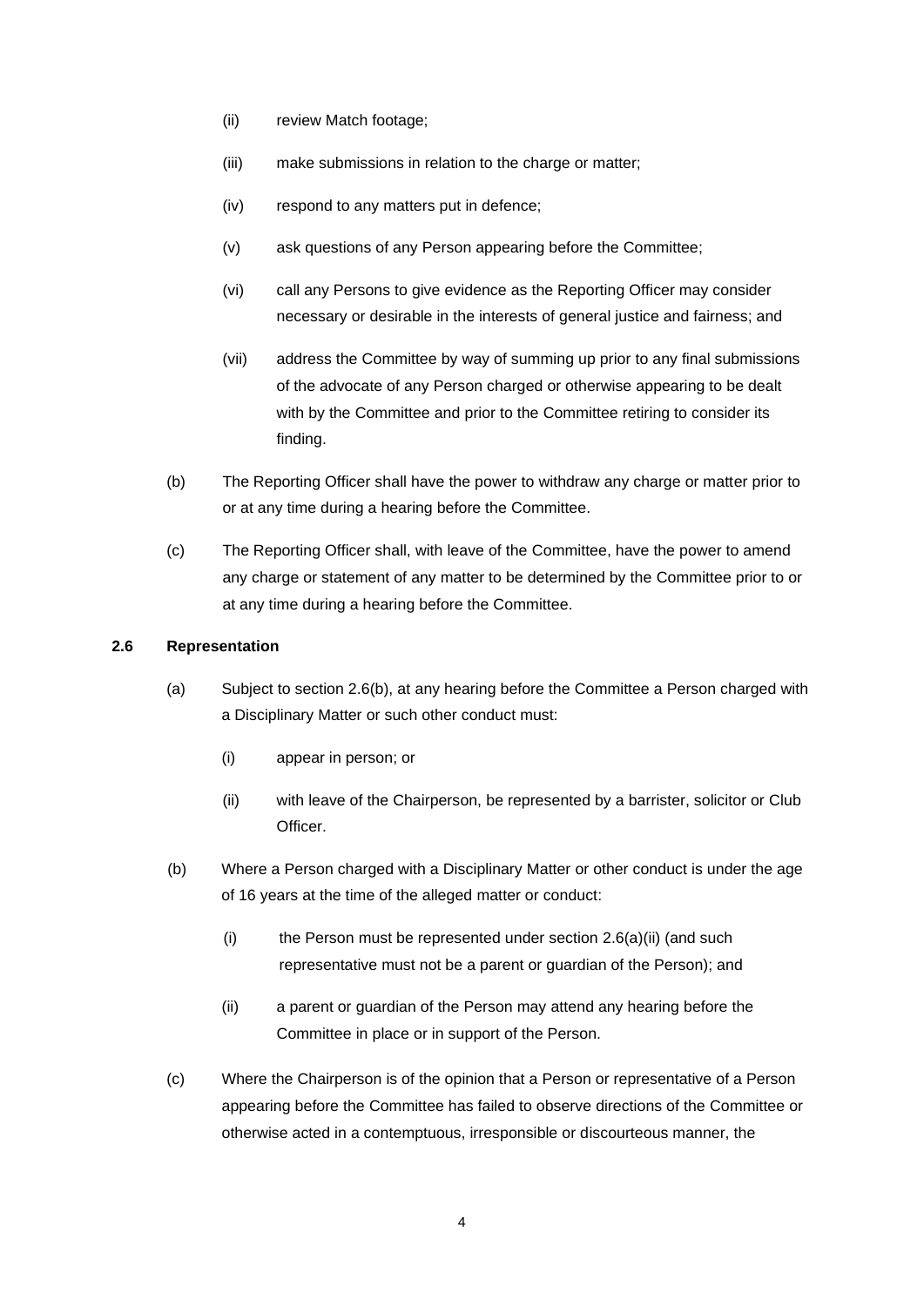(ii) review Match footage;

(iii) make submissions in relation to the charge or matter;

(iv) respond to any matters put in defence;

(v) ask questions of any Person appearing before the Committee;

(vi) call any Persons to give evidence as the Reporting Officer may consider necessary or desirable in the interests of general justice and fairness; and

(vii) address the Committee by way of summing up prior to any final submissions of the advocate of any Person charged or otherwise appearing to be dealt with by the Committee and prior to the Committee retiring to consider its finding.

(b) The Reporting Officer shall have the power to withdraw any charge or matter prior to or at any time during a hearing before the Committee.

(c) The Reporting Officer shall, with leave of the Committee, have the power to amend any charge or statement of any matter to be determined by the Committee prior to or at any time during a hearing before the Committee.

### 2.6 Representation

(a) Subject to section 2.6(b), at any hearing before the Committee a Person charged with a Disciplinary Matter or such other conduct must:

(i) appear in person; or

(ii) with leave of the Chairperson, be represented by a barrister, solicitor or Club Officer.

(b) Where a Person charged with a Disciplinary Matter or other conduct is under the age of 16 years at the time of the alleged matter or conduct:

(i) the Person must be represented under section 2.6(a)(ii) (and such representative must not be a parent or guardian of the Person); and

(ii) a parent or guardian of the Person may attend any hearing before the Committee in place or in support of the Person.

(c) Where the Chairperson is of the opinion that a Person or representative of a Person appearing before the Committee has failed to observe directions of the Committee or otherwise acted in a contemptuous, irresponsible or discourteous manner, the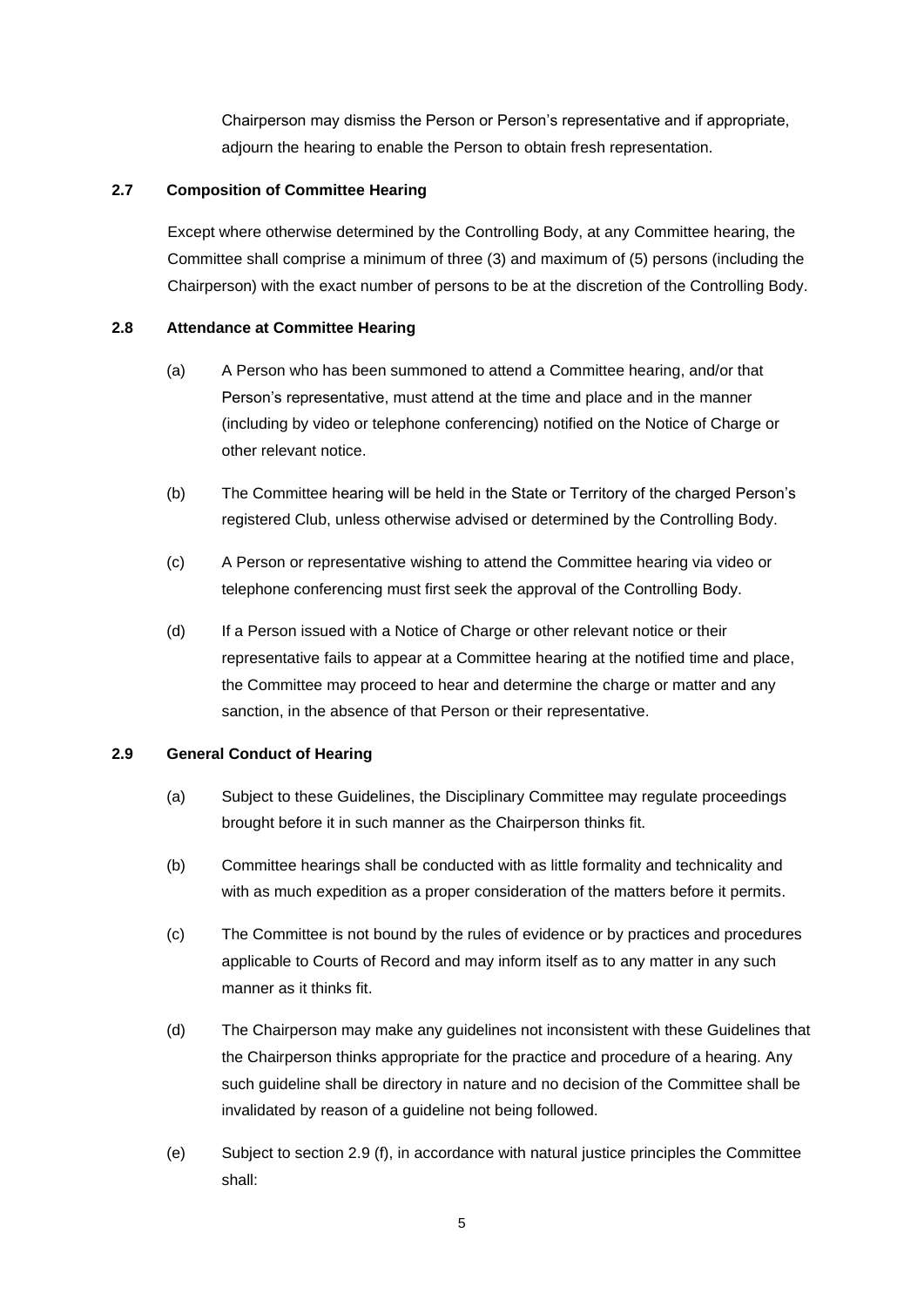Chairperson may dismiss the Person or Person's representative and if appropriate, adjourn the hearing to enable the Person to obtain fresh representation.

### 2.7 Composition of Committee Hearing

Except where otherwise determined by the Controlling Body, at any Committee hearing, the Committee shall comprise a minimum of three (3) and maximum of (5) persons (including the Chairperson) with the exact number of persons to be at the discretion of the Controlling Body.

### 2.8 Attendance at Committee Hearing

(a) A Person who has been summoned to attend a Committee hearing, and/or that Person's representative, must attend at the time and place and in the manner (including by video or telephone conferencing) notified on the Notice of Charge or other relevant notice.

(b) The Committee hearing will be held in the State or Territory of the charged Person's registered Club, unless otherwise advised or determined by the Controlling Body.

(c) A Person or representative wishing to attend the Committee hearing via video or telephone conferencing must first seek the approval of the Controlling Body.

(d) If a Person issued with a Notice of Charge or other relevant notice or their representative fails to appear at a Committee hearing at the notified time and place, the Committee may proceed to hear and determine the charge or matter and any sanction, in the absence of that Person or their representative.

### 2.9 General Conduct of Hearing

(a) Subject to these Guidelines, the Disciplinary Committee may regulate proceedings brought before it in such manner as the Chairperson thinks fit.

(b) Committee hearings shall be conducted with as little formality and technicality and with as much expedition as a proper consideration of the matters before it permits.

(c) The Committee is not bound by the rules of evidence or by practices and procedures applicable to Courts of Record and may inform itself as to any matter in any such manner as it thinks fit.

(d) The Chairperson may make any guidelines not inconsistent with these Guidelines that the Chairperson thinks appropriate for the practice and procedure of a hearing. Any such guideline shall be directory in nature and no decision of the Committee shall be invalidated by reason of a guideline not being followed.

(e) Subject to section 2.9 (f), in accordance with natural justice principles the Committee shall: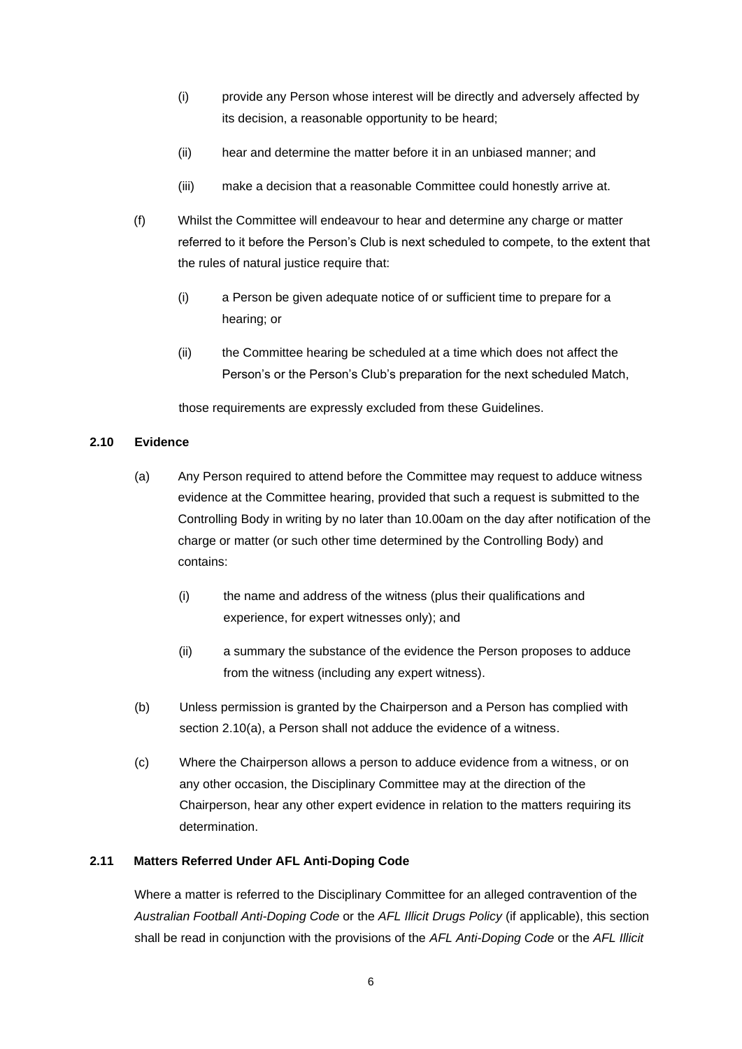(i) provide any Person whose interest will be directly and adversely affected by its decision, a reasonable opportunity to be heard;

(ii) hear and determine the matter before it in an unbiased manner; and

(iii) make a decision that a reasonable Committee could honestly arrive at.

(f) Whilst the Committee will endeavour to hear and determine any charge or matter referred to it before the Person's Club is next scheduled to compete, to the extent that the rules of natural justice require that:

(i) a Person be given adequate notice of or sufficient time to prepare for a hearing; or

(ii) the Committee hearing be scheduled at a time which does not affect the Person's or the Person's Club's preparation for the next scheduled Match,

those requirements are expressly excluded from these Guidelines.

**2.10 Evidence**

(a) Any Person required to attend before the Committee may request to adduce witness evidence at the Committee hearing, provided that such a request is submitted to the Controlling Body in writing by no later than 10.00am on the day after notification of the charge or matter (or such other time determined by the Controlling Body) and contains:

(i) the name and address of the witness (plus their qualifications and experience, for expert witnesses only); and

(ii) a summary the substance of the evidence the Person proposes to adduce from the witness (including any expert witness).

(b) Unless permission is granted by the Chairperson and a Person has complied with section 2.10(a), a Person shall not adduce the evidence of a witness.

(c) Where the Chairperson allows a person to adduce evidence from a witness, or on any other occasion, the Disciplinary Committee may at the direction of the Chairperson, hear any other expert evidence in relation to the matters requiring its determination.

**2.11 Matters Referred Under AFL Anti-Doping Code**

Where a matter is referred to the Disciplinary Committee for an alleged contravention of the *Australian Football Anti-Doping Code* or the *AFL Illicit Drugs Policy* (if applicable), this section shall be read in conjunction with the provisions of the *AFL Anti-Doping Code* or the *AFL Illicit*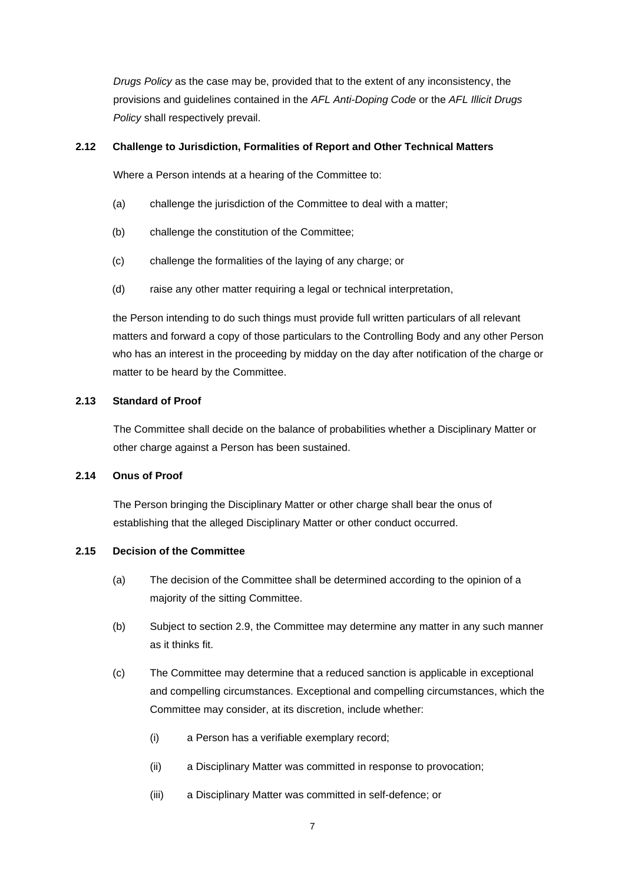*Drugs Policy* as the case may be, provided that to the extent of any inconsistency, the provisions and guidelines contained in the *AFL Anti-Doping Code* or the *AFL Illicit Drugs Policy* shall respectively prevail.

### 2.12 Challenge to Jurisdiction, Formalities of Report and Other Technical Matters

Where a Person intends at a hearing of the Committee to:

(a) challenge the jurisdiction of the Committee to deal with a matter;

(b) challenge the constitution of the Committee;

(c) challenge the formalities of the laying of any charge; or

(d) raise any other matter requiring a legal or technical interpretation,

the Person intending to do such things must provide full written particulars of all relevant matters and forward a copy of those particulars to the Controlling Body and any other Person who has an interest in the proceeding by midday on the day after notification of the charge or matter to be heard by the Committee.

### 2.13 Standard of Proof

The Committee shall decide on the balance of probabilities whether a Disciplinary Matter or other charge against a Person has been sustained.

### 2.14 Onus of Proof

The Person bringing the Disciplinary Matter or other charge shall bear the onus of establishing that the alleged Disciplinary Matter or other conduct occurred.

### 2.15 Decision of the Committee

(a) The decision of the Committee shall be determined according to the opinion of a majority of the sitting Committee.

(b) Subject to section 2.9, the Committee may determine any matter in any such manner as it thinks fit.

(c) The Committee may determine that a reduced sanction is applicable in exceptional and compelling circumstances. Exceptional and compelling circumstances, which the Committee may consider, at its discretion, include whether:

  (i) a Person has a verifiable exemplary record;

  (ii) a Disciplinary Matter was committed in response to provocation;

  (iii) a Disciplinary Matter was committed in self-defence; or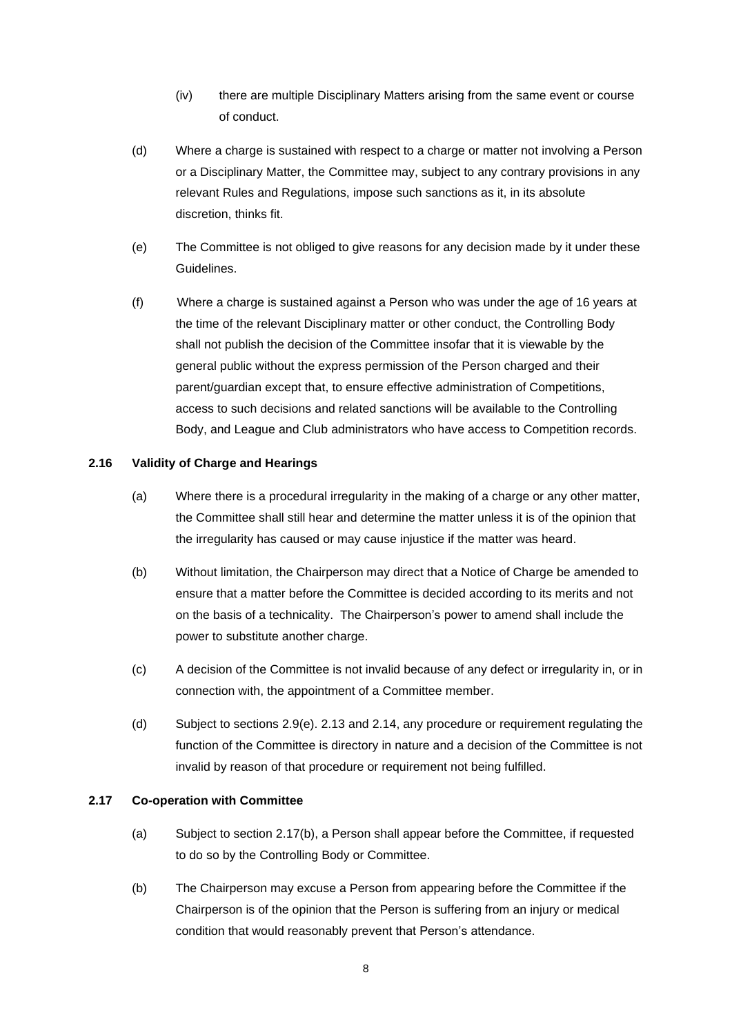(iv) there are multiple Disciplinary Matters arising from the same event or course of conduct.

(d) Where a charge is sustained with respect to a charge or matter not involving a Person or a Disciplinary Matter, the Committee may, subject to any contrary provisions in any relevant Rules and Regulations, impose such sanctions as it, in its absolute discretion, thinks fit.

(e) The Committee is not obliged to give reasons for any decision made by it under these Guidelines.

(f) Where a charge is sustained against a Person who was under the age of 16 years at the time of the relevant Disciplinary matter or other conduct, the Controlling Body shall not publish the decision of the Committee insofar that it is viewable by the general public without the express permission of the Person charged and their parent/guardian except that, to ensure effective administration of Competitions, access to such decisions and related sanctions will be available to the Controlling Body, and League and Club administrators who have access to Competition records.

### 2.16 Validity of Charge and Hearings

(a) Where there is a procedural irregularity in the making of a charge or any other matter, the Committee shall still hear and determine the matter unless it is of the opinion that the irregularity has caused or may cause injustice if the matter was heard.

(b) Without limitation, the Chairperson may direct that a Notice of Charge be amended to ensure that a matter before the Committee is decided according to its merits and not on the basis of a technicality. The Chairperson's power to amend shall include the power to substitute another charge.

(c) A decision of the Committee is not invalid because of any defect or irregularity in, or in connection with, the appointment of a Committee member.

(d) Subject to sections 2.9(e). 2.13 and 2.14, any procedure or requirement regulating the function of the Committee is directory in nature and a decision of the Committee is not invalid by reason of that procedure or requirement not being fulfilled.

### 2.17 Co-operation with Committee

(a) Subject to section 2.17(b), a Person shall appear before the Committee, if requested to do so by the Controlling Body or Committee.

(b) The Chairperson may excuse a Person from appearing before the Committee if the Chairperson is of the opinion that the Person is suffering from an injury or medical condition that would reasonably prevent that Person's attendance.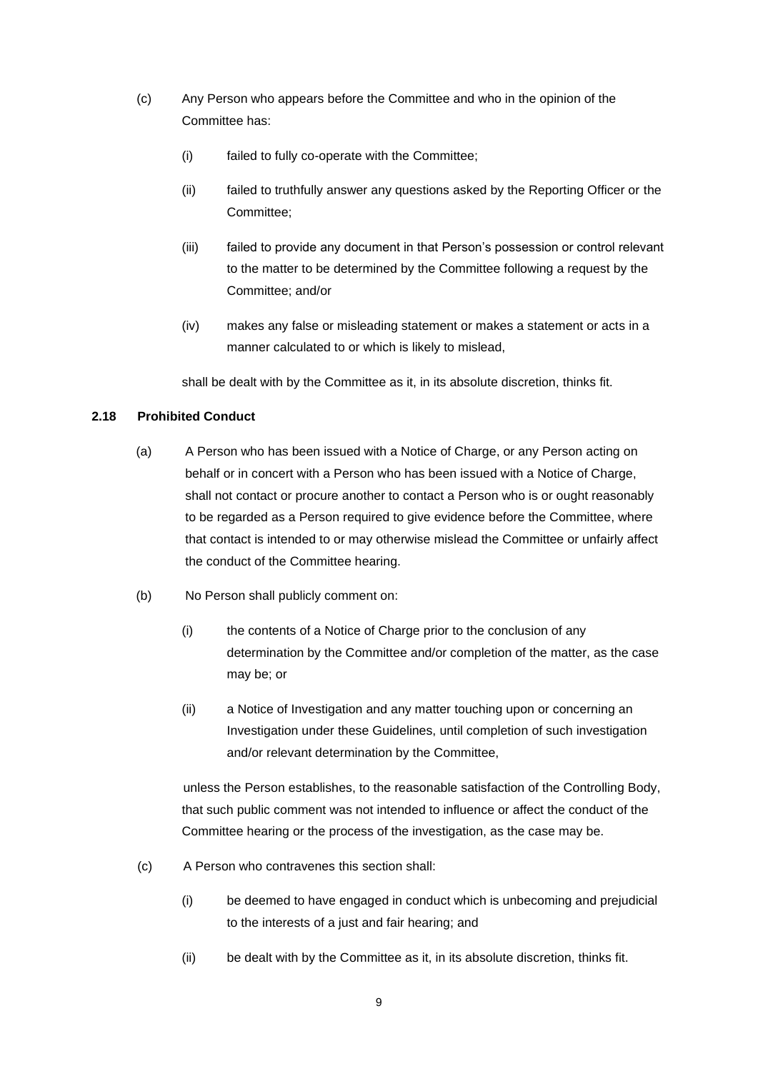(c) Any Person who appears before the Committee and who in the opinion of the Committee has:

(i) failed to fully co-operate with the Committee;

(ii) failed to truthfully answer any questions asked by the Reporting Officer or the Committee;

(iii) failed to provide any document in that Person's possession or control relevant to the matter to be determined by the Committee following a request by the Committee; and/or

(iv) makes any false or misleading statement or makes a statement or acts in a manner calculated to or which is likely to mislead,

shall be dealt with by the Committee as it, in its absolute discretion, thinks fit.

**2.18 Prohibited Conduct**

(a) A Person who has been issued with a Notice of Charge, or any Person acting on behalf or in concert with a Person who has been issued with a Notice of Charge, shall not contact or procure another to contact a Person who is or ought reasonably to be regarded as a Person required to give evidence before the Committee, where that contact is intended to or may otherwise mislead the Committee or unfairly affect the conduct of the Committee hearing.

(b) No Person shall publicly comment on:

(i) the contents of a Notice of Charge prior to the conclusion of any determination by the Committee and/or completion of the matter, as the case may be; or

(ii) a Notice of Investigation and any matter touching upon or concerning an Investigation under these Guidelines, until completion of such investigation and/or relevant determination by the Committee,

unless the Person establishes, to the reasonable satisfaction of the Controlling Body, that such public comment was not intended to influence or affect the conduct of the Committee hearing or the process of the investigation, as the case may be.

(c) A Person who contravenes this section shall:

(i) be deemed to have engaged in conduct which is unbecoming and prejudicial to the interests of a just and fair hearing; and

(ii) be dealt with by the Committee as it, in its absolute discretion, thinks fit.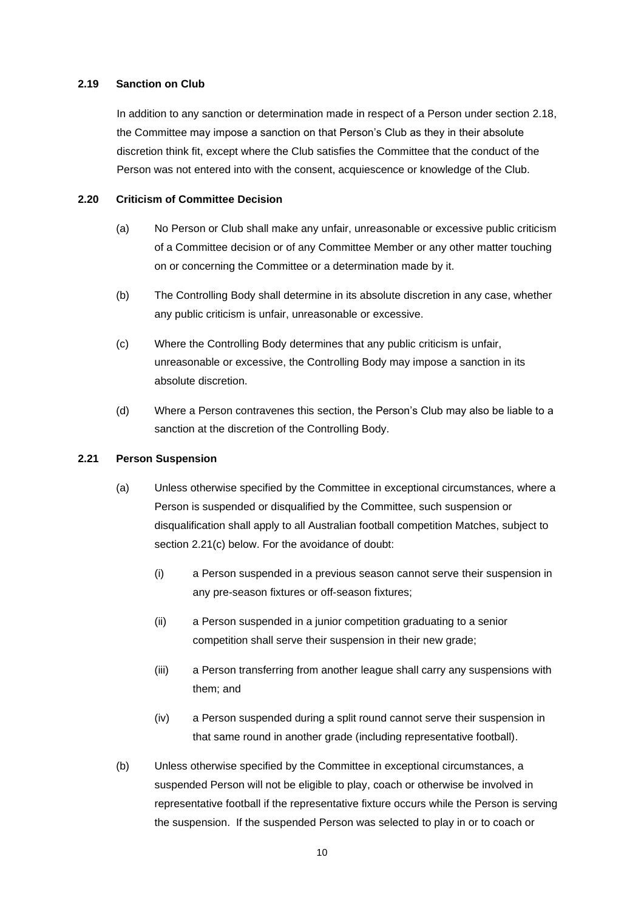### 2.19 Sanction on Club

In addition to any sanction or determination made in respect of a Person under section 2.18, the Committee may impose a sanction on that Person's Club as they in their absolute discretion think fit, except where the Club satisfies the Committee that the conduct of the Person was not entered into with the consent, acquiescence or knowledge of the Club.

### 2.20 Criticism of Committee Decision

(a) No Person or Club shall make any unfair, unreasonable or excessive public criticism of a Committee decision or of any Committee Member or any other matter touching on or concerning the Committee or a determination made by it.

(b) The Controlling Body shall determine in its absolute discretion in any case, whether any public criticism is unfair, unreasonable or excessive.

(c) Where the Controlling Body determines that any public criticism is unfair, unreasonable or excessive, the Controlling Body may impose a sanction in its absolute discretion.

(d) Where a Person contravenes this section, the Person's Club may also be liable to a sanction at the discretion of the Controlling Body.

### 2.21 Person Suspension

(a) Unless otherwise specified by the Committee in exceptional circumstances, where a Person is suspended or disqualified by the Committee, such suspension or disqualification shall apply to all Australian football competition Matches, subject to section 2.21(c) below. For the avoidance of doubt:

  (i) a Person suspended in a previous season cannot serve their suspension in any pre-season fixtures or off-season fixtures;

  (ii) a Person suspended in a junior competition graduating to a senior competition shall serve their suspension in their new grade;

  (iii) a Person transferring from another league shall carry any suspensions with them; and

  (iv) a Person suspended during a split round cannot serve their suspension in that same round in another grade (including representative football).

(b) Unless otherwise specified by the Committee in exceptional circumstances, a suspended Person will not be eligible to play, coach or otherwise be involved in representative football if the representative fixture occurs while the Person is serving the suspension. If the suspended Person was selected to play in or to coach or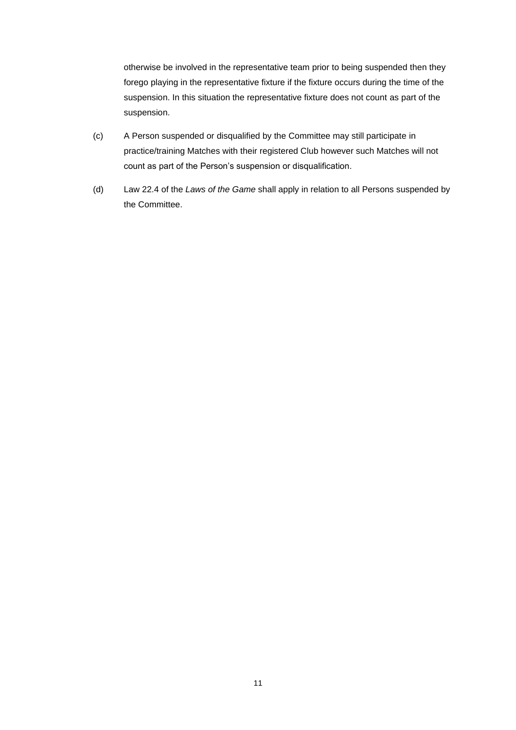otherwise be involved in the representative team prior to being suspended then they forego playing in the representative fixture if the fixture occurs during the time of the suspension. In this situation the representative fixture does not count as part of the suspension.

(c) A Person suspended or disqualified by the Committee may still participate in practice/training Matches with their registered Club however such Matches will not count as part of the Person's suspension or disqualification.

(d) Law 22.4 of the *Laws of the Game* shall apply in relation to all Persons suspended by the Committee.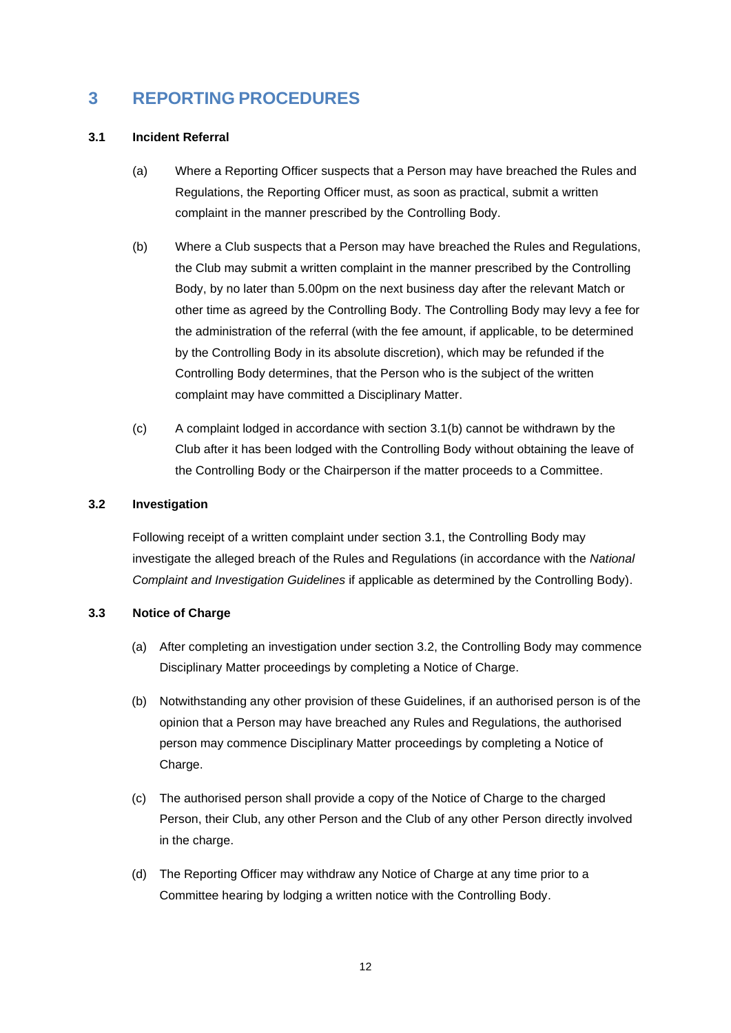# 3 REPORTING PROCEDURES

### 3.1 Incident Referral

(a) Where a Reporting Officer suspects that a Person may have breached the Rules and Regulations, the Reporting Officer must, as soon as practical, submit a written complaint in the manner prescribed by the Controlling Body.

(b) Where a Club suspects that a Person may have breached the Rules and Regulations, the Club may submit a written complaint in the manner prescribed by the Controlling Body, by no later than 5.00pm on the next business day after the relevant Match or other time as agreed by the Controlling Body. The Controlling Body may levy a fee for the administration of the referral (with the fee amount, if applicable, to be determined by the Controlling Body in its absolute discretion), which may be refunded if the Controlling Body determines, that the Person who is the subject of the written complaint may have committed a Disciplinary Matter.

(c) A complaint lodged in accordance with section 3.1(b) cannot be withdrawn by the Club after it has been lodged with the Controlling Body without obtaining the leave of the Controlling Body or the Chairperson if the matter proceeds to a Committee.

### 3.2 Investigation

Following receipt of a written complaint under section 3.1, the Controlling Body may investigate the alleged breach of the Rules and Regulations (in accordance with the *National Complaint and Investigation Guidelines* if applicable as determined by the Controlling Body).

### 3.3 Notice of Charge

(a) After completing an investigation under section 3.2, the Controlling Body may commence Disciplinary Matter proceedings by completing a Notice of Charge.

(b) Notwithstanding any other provision of these Guidelines, if an authorised person is of the opinion that a Person may have breached any Rules and Regulations, the authorised person may commence Disciplinary Matter proceedings by completing a Notice of Charge.

(c) The authorised person shall provide a copy of the Notice of Charge to the charged Person, their Club, any other Person and the Club of any other Person directly involved in the charge.

(d) The Reporting Officer may withdraw any Notice of Charge at any time prior to a Committee hearing by lodging a written notice with the Controlling Body.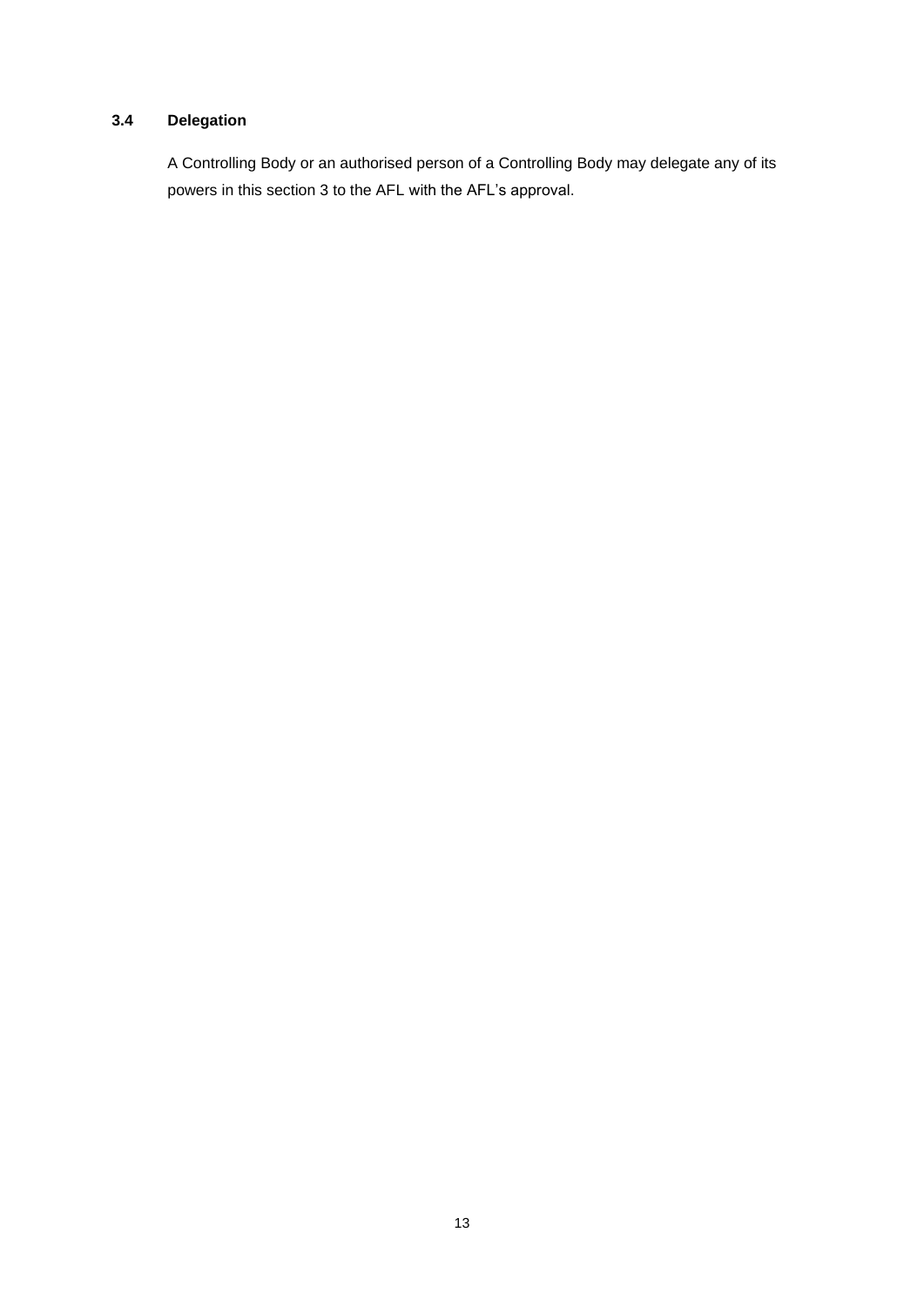### 3.4 Delegation

A Controlling Body or an authorised person of a Controlling Body may delegate any of its powers in this section 3 to the AFL with the AFL's approval.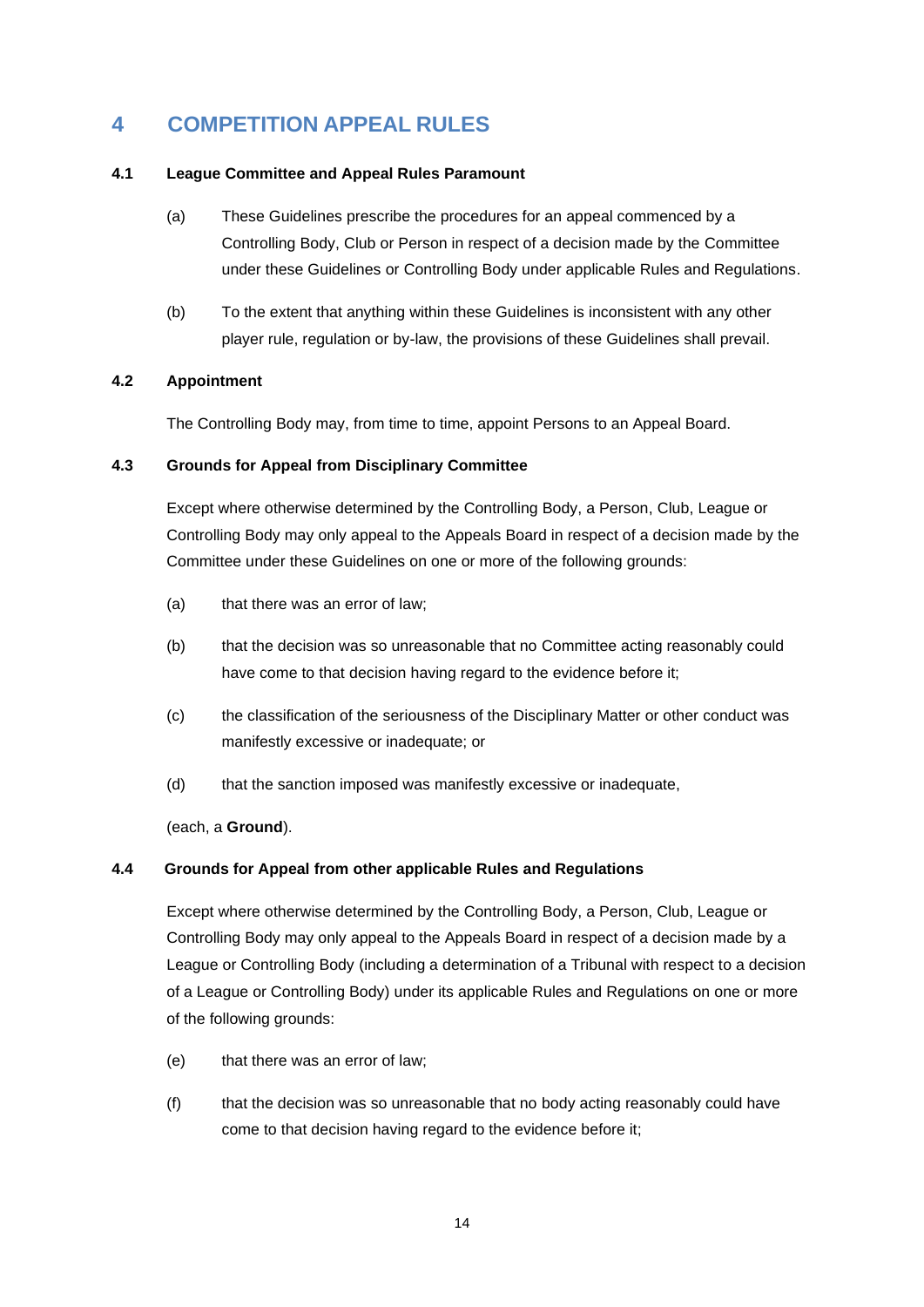# 4 COMPETITION APPEAL RULES

### 4.1 League Committee and Appeal Rules Paramount

(a) These Guidelines prescribe the procedures for an appeal commenced by a Controlling Body, Club or Person in respect of a decision made by the Committee under these Guidelines or Controlling Body under applicable Rules and Regulations.

(b) To the extent that anything within these Guidelines is inconsistent with any other player rule, regulation or by-law, the provisions of these Guidelines shall prevail.

### 4.2 Appointment

The Controlling Body may, from time to time, appoint Persons to an Appeal Board.

### 4.3 Grounds for Appeal from Disciplinary Committee

Except where otherwise determined by the Controlling Body, a Person, Club, League or Controlling Body may only appeal to the Appeals Board in respect of a decision made by the Committee under these Guidelines on one or more of the following grounds:

(a) that there was an error of law;

(b) that the decision was so unreasonable that no Committee acting reasonably could have come to that decision having regard to the evidence before it;

(c) the classification of the seriousness of the Disciplinary Matter or other conduct was manifestly excessive or inadequate; or

(d) that the sanction imposed was manifestly excessive or inadequate,

(each, a **Ground**).

### 4.4 Grounds for Appeal from other applicable Rules and Regulations

Except where otherwise determined by the Controlling Body, a Person, Club, League or Controlling Body may only appeal to the Appeals Board in respect of a decision made by a League or Controlling Body (including a determination of a Tribunal with respect to a decision of a League or Controlling Body) under its applicable Rules and Regulations on one or more of the following grounds:

(e) that there was an error of law;

(f) that the decision was so unreasonable that no body acting reasonably could have come to that decision having regard to the evidence before it;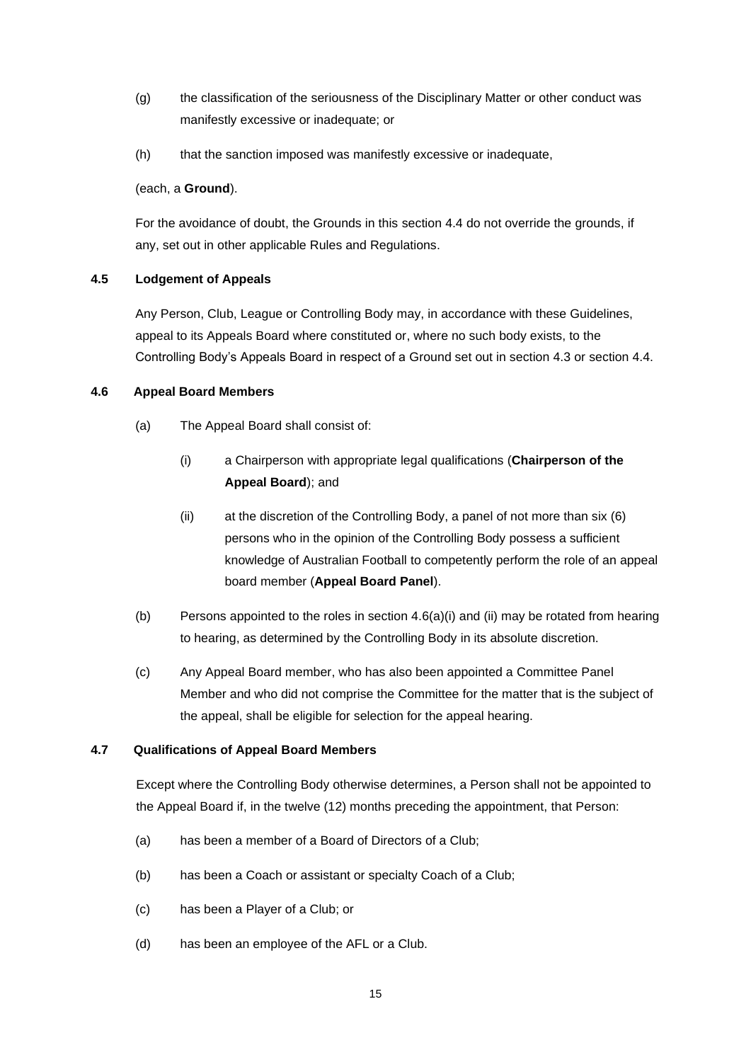(g) the classification of the seriousness of the Disciplinary Matter or other conduct was manifestly excessive or inadequate; or

(h) that the sanction imposed was manifestly excessive or inadequate,

(each, a **Ground**).

For the avoidance of doubt, the Grounds in this section 4.4 do not override the grounds, if any, set out in other applicable Rules and Regulations.

### 4.5 Lodgement of Appeals

Any Person, Club, League or Controlling Body may, in accordance with these Guidelines, appeal to its Appeals Board where constituted or, where no such body exists, to the Controlling Body's Appeals Board in respect of a Ground set out in section 4.3 or section 4.4.

### 4.6 Appeal Board Members

(a) The Appeal Board shall consist of:

  (i) a Chairperson with appropriate legal qualifications (**Chairperson of the Appeal Board**); and

  (ii) at the discretion of the Controlling Body, a panel of not more than six (6) persons who in the opinion of the Controlling Body possess a sufficient knowledge of Australian Football to competently perform the role of an appeal board member (**Appeal Board Panel**).

(b) Persons appointed to the roles in section 4.6(a)(i) and (ii) may be rotated from hearing to hearing, as determined by the Controlling Body in its absolute discretion.

(c) Any Appeal Board member, who has also been appointed a Committee Panel Member and who did not comprise the Committee for the matter that is the subject of the appeal, shall be eligible for selection for the appeal hearing.

### 4.7 Qualifications of Appeal Board Members

Except where the Controlling Body otherwise determines, a Person shall not be appointed to the Appeal Board if, in the twelve (12) months preceding the appointment, that Person:

(a) has been a member of a Board of Directors of a Club;

(b) has been a Coach or assistant or specialty Coach of a Club;

(c) has been a Player of a Club; or

(d) has been an employee of the AFL or a Club.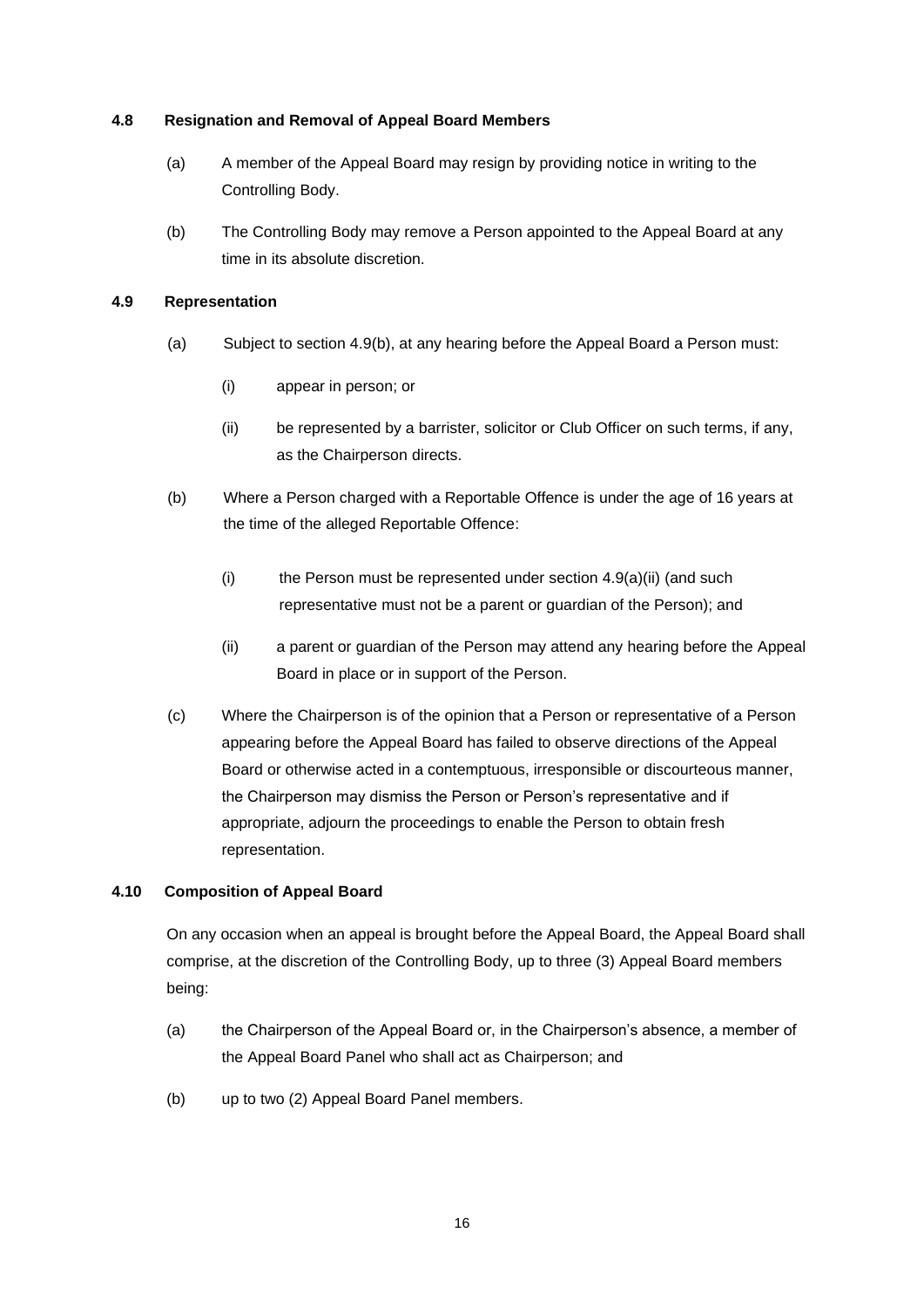### 4.8 Resignation and Removal of Appeal Board Members

(a) A member of the Appeal Board may resign by providing notice in writing to the Controlling Body.

(b) The Controlling Body may remove a Person appointed to the Appeal Board at any time in its absolute discretion.

### 4.9 Representation

(a) Subject to section 4.9(b), at any hearing before the Appeal Board a Person must:

(i) appear in person; or

(ii) be represented by a barrister, solicitor or Club Officer on such terms, if any, as the Chairperson directs.

(b) Where a Person charged with a Reportable Offence is under the age of 16 years at the time of the alleged Reportable Offence:

(i) the Person must be represented under section 4.9(a)(ii) (and such representative must not be a parent or guardian of the Person); and

(ii) a parent or guardian of the Person may attend any hearing before the Appeal Board in place or in support of the Person.

(c) Where the Chairperson is of the opinion that a Person or representative of a Person appearing before the Appeal Board has failed to observe directions of the Appeal Board or otherwise acted in a contemptuous, irresponsible or discourteous manner, the Chairperson may dismiss the Person or Person's representative and if appropriate, adjourn the proceedings to enable the Person to obtain fresh representation.

### 4.10 Composition of Appeal Board

On any occasion when an appeal is brought before the Appeal Board, the Appeal Board shall comprise, at the discretion of the Controlling Body, up to three (3) Appeal Board members being:

(a) the Chairperson of the Appeal Board or, in the Chairperson's absence, a member of the Appeal Board Panel who shall act as Chairperson; and

(b) up to two (2) Appeal Board Panel members.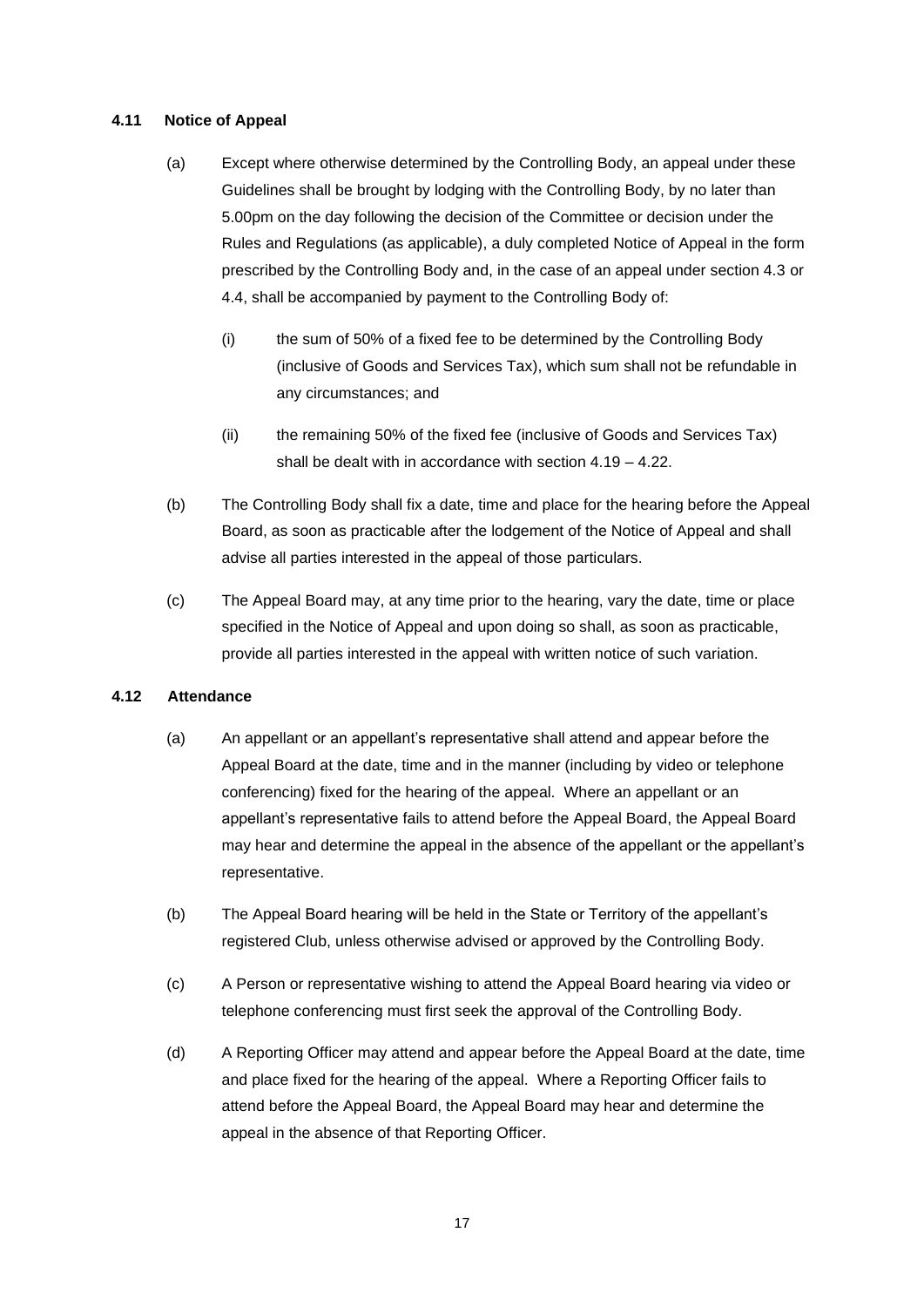#### 4.11 Notice of Appeal

(a) Except where otherwise determined by the Controlling Body, an appeal under these Guidelines shall be brought by lodging with the Controlling Body, by no later than 5.00pm on the day following the decision of the Committee or decision under the Rules and Regulations (as applicable), a duly completed Notice of Appeal in the form prescribed by the Controlling Body and, in the case of an appeal under section 4.3 or 4.4, shall be accompanied by payment to the Controlling Body of:

(i) the sum of 50% of a fixed fee to be determined by the Controlling Body (inclusive of Goods and Services Tax), which sum shall not be refundable in any circumstances; and

(ii) the remaining 50% of the fixed fee (inclusive of Goods and Services Tax) shall be dealt with in accordance with section 4.19 – 4.22.

(b) The Controlling Body shall fix a date, time and place for the hearing before the Appeal Board, as soon as practicable after the lodgement of the Notice of Appeal and shall advise all parties interested in the appeal of those particulars.

(c) The Appeal Board may, at any time prior to the hearing, vary the date, time or place specified in the Notice of Appeal and upon doing so shall, as soon as practicable, provide all parties interested in the appeal with written notice of such variation.

#### 4.12 Attendance

(a) An appellant or an appellant's representative shall attend and appear before the Appeal Board at the date, time and in the manner (including by video or telephone conferencing) fixed for the hearing of the appeal. Where an appellant or an appellant's representative fails to attend before the Appeal Board, the Appeal Board may hear and determine the appeal in the absence of the appellant or the appellant's representative.

(b) The Appeal Board hearing will be held in the State or Territory of the appellant's registered Club, unless otherwise advised or approved by the Controlling Body.

(c) A Person or representative wishing to attend the Appeal Board hearing via video or telephone conferencing must first seek the approval of the Controlling Body.

(d) A Reporting Officer may attend and appear before the Appeal Board at the date, time and place fixed for the hearing of the appeal. Where a Reporting Officer fails to attend before the Appeal Board, the Appeal Board may hear and determine the appeal in the absence of that Reporting Officer.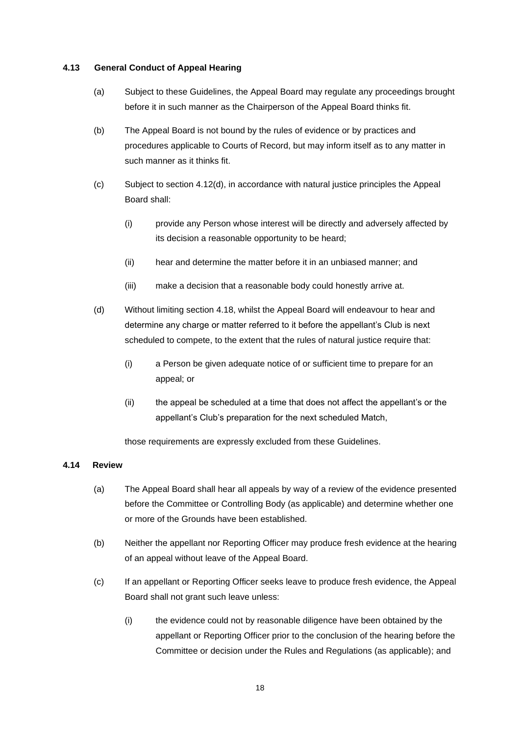### 4.13 General Conduct of Appeal Hearing

(a) Subject to these Guidelines, the Appeal Board may regulate any proceedings brought before it in such manner as the Chairperson of the Appeal Board thinks fit.

(b) The Appeal Board is not bound by the rules of evidence or by practices and procedures applicable to Courts of Record, but may inform itself as to any matter in such manner as it thinks fit.

(c) Subject to section 4.12(d), in accordance with natural justice principles the Appeal Board shall:

  (i) provide any Person whose interest will be directly and adversely affected by its decision a reasonable opportunity to be heard;

  (ii) hear and determine the matter before it in an unbiased manner; and

  (iii) make a decision that a reasonable body could honestly arrive at.

(d) Without limiting section 4.18, whilst the Appeal Board will endeavour to hear and determine any charge or matter referred to it before the appellant's Club is next scheduled to compete, to the extent that the rules of natural justice require that:

  (i) a Person be given adequate notice of or sufficient time to prepare for an appeal; or

  (ii) the appeal be scheduled at a time that does not affect the appellant's or the appellant's Club's preparation for the next scheduled Match,

  those requirements are expressly excluded from these Guidelines.

### 4.14 Review

(a) The Appeal Board shall hear all appeals by way of a review of the evidence presented before the Committee or Controlling Body (as applicable) and determine whether one or more of the Grounds have been established.

(b) Neither the appellant nor Reporting Officer may produce fresh evidence at the hearing of an appeal without leave of the Appeal Board.

(c) If an appellant or Reporting Officer seeks leave to produce fresh evidence, the Appeal Board shall not grant such leave unless:

  (i) the evidence could not by reasonable diligence have been obtained by the appellant or Reporting Officer prior to the conclusion of the hearing before the Committee or decision under the Rules and Regulations (as applicable); and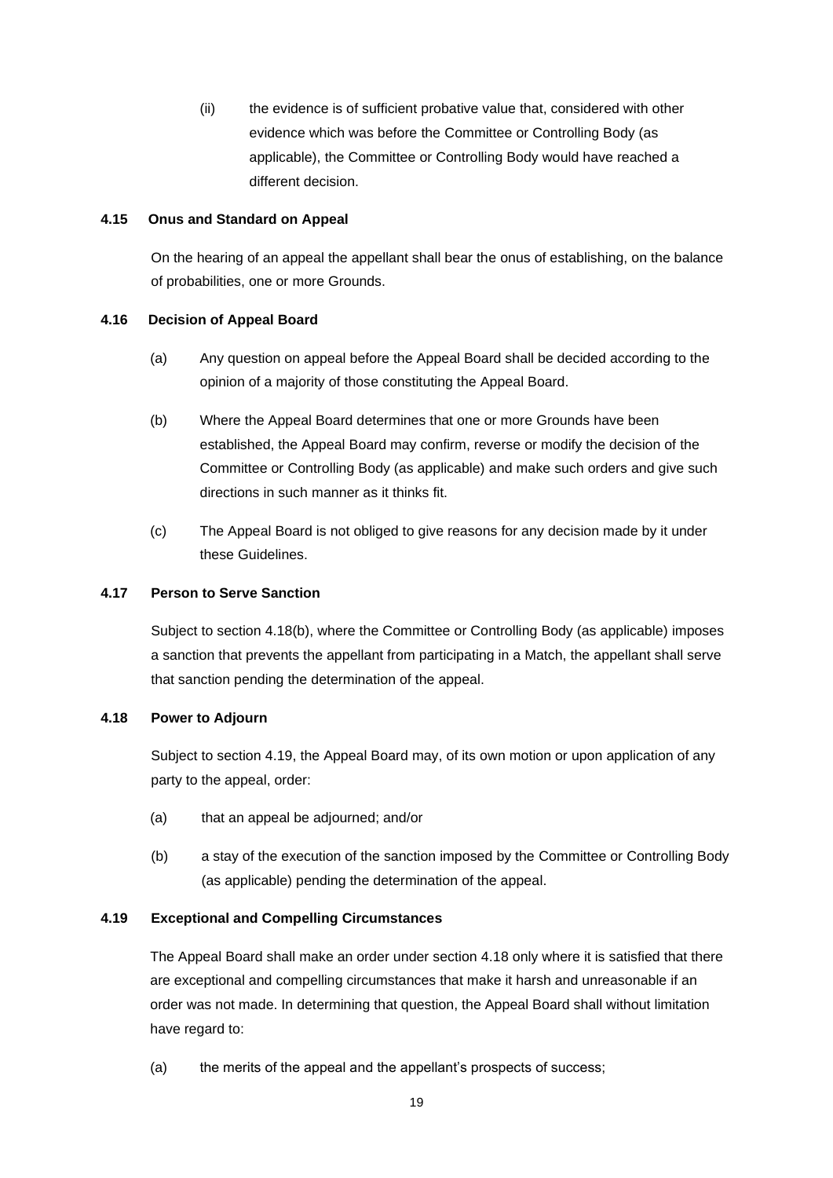(ii) the evidence is of sufficient probative value that, considered with other evidence which was before the Committee or Controlling Body (as applicable), the Committee or Controlling Body would have reached a different decision.

**4.15 Onus and Standard on Appeal**

On the hearing of an appeal the appellant shall bear the onus of establishing, on the balance of probabilities, one or more Grounds.

**4.16 Decision of Appeal Board**

(a) Any question on appeal before the Appeal Board shall be decided according to the opinion of a majority of those constituting the Appeal Board.

(b) Where the Appeal Board determines that one or more Grounds have been established, the Appeal Board may confirm, reverse or modify the decision of the Committee or Controlling Body (as applicable) and make such orders and give such directions in such manner as it thinks fit.

(c) The Appeal Board is not obliged to give reasons for any decision made by it under these Guidelines.

**4.17 Person to Serve Sanction**

Subject to section 4.18(b), where the Committee or Controlling Body (as applicable) imposes a sanction that prevents the appellant from participating in a Match, the appellant shall serve that sanction pending the determination of the appeal.

**4.18 Power to Adjourn**

Subject to section 4.19, the Appeal Board may, of its own motion or upon application of any party to the appeal, order:

(a) that an appeal be adjourned; and/or

(b) a stay of the execution of the sanction imposed by the Committee or Controlling Body (as applicable) pending the determination of the appeal.

**4.19 Exceptional and Compelling Circumstances**

The Appeal Board shall make an order under section 4.18 only where it is satisfied that there are exceptional and compelling circumstances that make it harsh and unreasonable if an order was not made. In determining that question, the Appeal Board shall without limitation have regard to:

(a) the merits of the appeal and the appellant's prospects of success;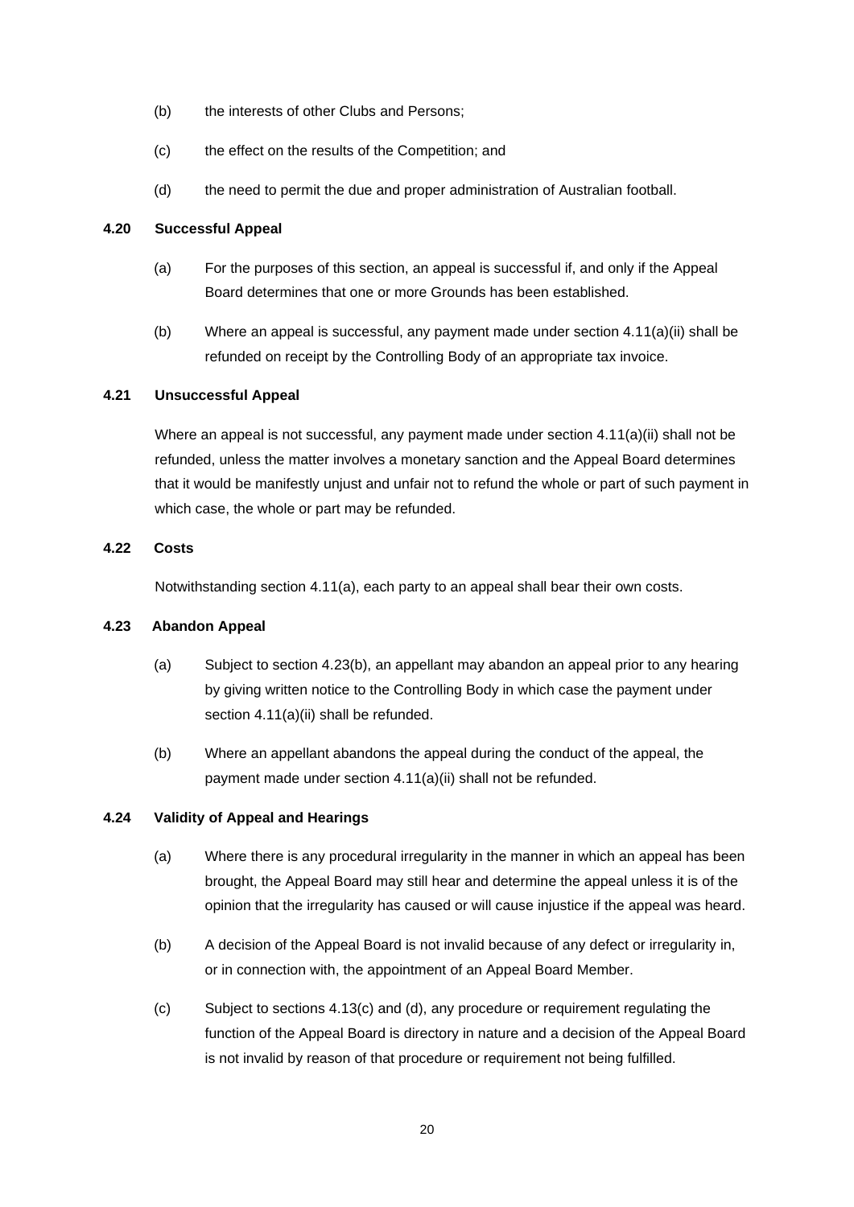(b) the interests of other Clubs and Persons;

(c) the effect on the results of the Competition; and

(d) the need to permit the due and proper administration of Australian football.

### 4.20 Successful Appeal

(a) For the purposes of this section, an appeal is successful if, and only if the Appeal Board determines that one or more Grounds has been established.

(b) Where an appeal is successful, any payment made under section 4.11(a)(ii) shall be refunded on receipt by the Controlling Body of an appropriate tax invoice.

### 4.21 Unsuccessful Appeal

Where an appeal is not successful, any payment made under section 4.11(a)(ii) shall not be refunded, unless the matter involves a monetary sanction and the Appeal Board determines that it would be manifestly unjust and unfair not to refund the whole or part of such payment in which case, the whole or part may be refunded.

### 4.22 Costs

Notwithstanding section 4.11(a), each party to an appeal shall bear their own costs.

### 4.23 Abandon Appeal

(a) Subject to section 4.23(b), an appellant may abandon an appeal prior to any hearing by giving written notice to the Controlling Body in which case the payment under section 4.11(a)(ii) shall be refunded.

(b) Where an appellant abandons the appeal during the conduct of the appeal, the payment made under section 4.11(a)(ii) shall not be refunded.

### 4.24 Validity of Appeal and Hearings

(a) Where there is any procedural irregularity in the manner in which an appeal has been brought, the Appeal Board may still hear and determine the appeal unless it is of the opinion that the irregularity has caused or will cause injustice if the appeal was heard.

(b) A decision of the Appeal Board is not invalid because of any defect or irregularity in, or in connection with, the appointment of an Appeal Board Member.

(c) Subject to sections 4.13(c) and (d), any procedure or requirement regulating the function of the Appeal Board is directory in nature and a decision of the Appeal Board is not invalid by reason of that procedure or requirement not being fulfilled.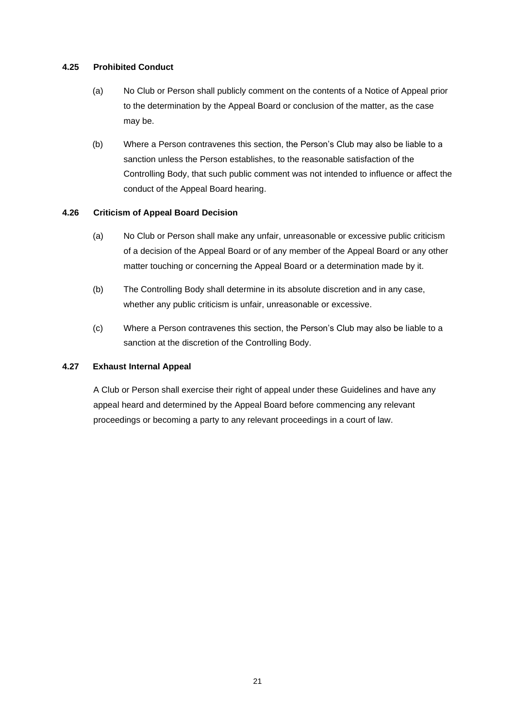### 4.25 Prohibited Conduct

(a) No Club or Person shall publicly comment on the contents of a Notice of Appeal prior to the determination by the Appeal Board or conclusion of the matter, as the case may be.

(b) Where a Person contravenes this section, the Person's Club may also be liable to a sanction unless the Person establishes, to the reasonable satisfaction of the Controlling Body, that such public comment was not intended to influence or affect the conduct of the Appeal Board hearing.

### 4.26 Criticism of Appeal Board Decision

(a) No Club or Person shall make any unfair, unreasonable or excessive public criticism of a decision of the Appeal Board or of any member of the Appeal Board or any other matter touching or concerning the Appeal Board or a determination made by it.

(b) The Controlling Body shall determine in its absolute discretion and in any case, whether any public criticism is unfair, unreasonable or excessive.

(c) Where a Person contravenes this section, the Person's Club may also be liable to a sanction at the discretion of the Controlling Body.

### 4.27 Exhaust Internal Appeal

A Club or Person shall exercise their right of appeal under these Guidelines and have any appeal heard and determined by the Appeal Board before commencing any relevant proceedings or becoming a party to any relevant proceedings in a court of law.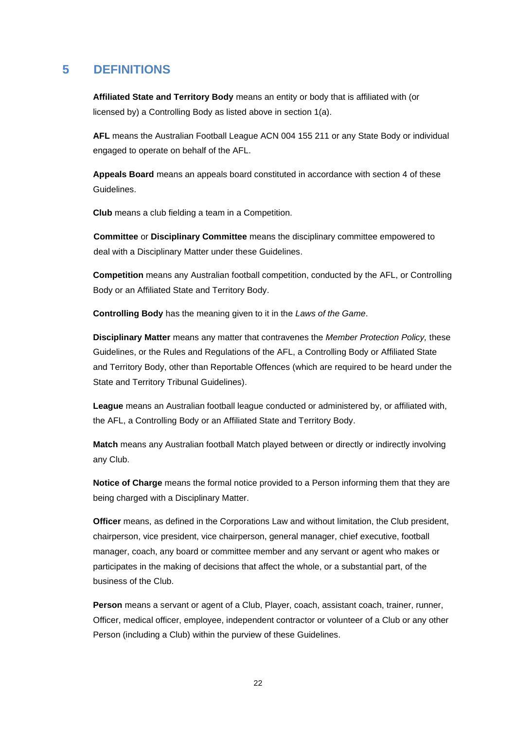## 5 DEFINITIONS

**Affiliated State and Territory Body** means an entity or body that is affiliated with (or licensed by) a Controlling Body as listed above in section 1(a).

**AFL** means the Australian Football League ACN 004 155 211 or any State Body or individual engaged to operate on behalf of the AFL.

**Appeals Board** means an appeals board constituted in accordance with section 4 of these Guidelines.

**Club** means a club fielding a team in a Competition.

**Committee** or **Disciplinary Committee** means the disciplinary committee empowered to deal with a Disciplinary Matter under these Guidelines.

**Competition** means any Australian football competition, conducted by the AFL, or Controlling Body or an Affiliated State and Territory Body.

**Controlling Body** has the meaning given to it in the *Laws of the Game*.

**Disciplinary Matter** means any matter that contravenes the *Member Protection Policy,* these Guidelines, or the Rules and Regulations of the AFL, a Controlling Body or Affiliated State and Territory Body, other than Reportable Offences (which are required to be heard under the State and Territory Tribunal Guidelines).

**League** means an Australian football league conducted or administered by, or affiliated with, the AFL, a Controlling Body or an Affiliated State and Territory Body.

**Match** means any Australian football Match played between or directly or indirectly involving any Club.

**Notice of Charge** means the formal notice provided to a Person informing them that they are being charged with a Disciplinary Matter.

**Officer** means, as defined in the Corporations Law and without limitation, the Club president, chairperson, vice president, vice chairperson, general manager, chief executive, football manager, coach, any board or committee member and any servant or agent who makes or participates in the making of decisions that affect the whole, or a substantial part, of the business of the Club.

**Person** means a servant or agent of a Club, Player, coach, assistant coach, trainer, runner, Officer, medical officer, employee, independent contractor or volunteer of a Club or any other Person (including a Club) within the purview of these Guidelines.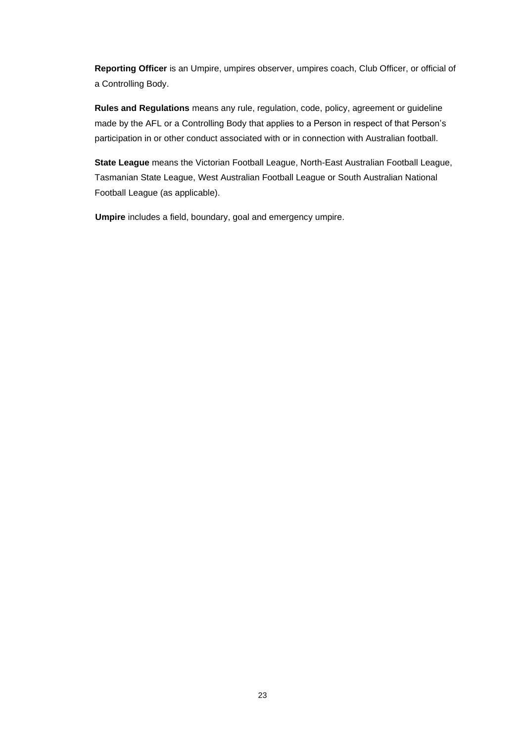**Reporting Officer** is an Umpire, umpires observer, umpires coach, Club Officer, or official of a Controlling Body.

**Rules and Regulations** means any rule, regulation, code, policy, agreement or guideline made by the AFL or a Controlling Body that applies to a Person in respect of that Person's participation in or other conduct associated with or in connection with Australian football.

**State League** means the Victorian Football League, North-East Australian Football League, Tasmanian State League, West Australian Football League or South Australian National Football League (as applicable).

**Umpire** includes a field, boundary, goal and emergency umpire.